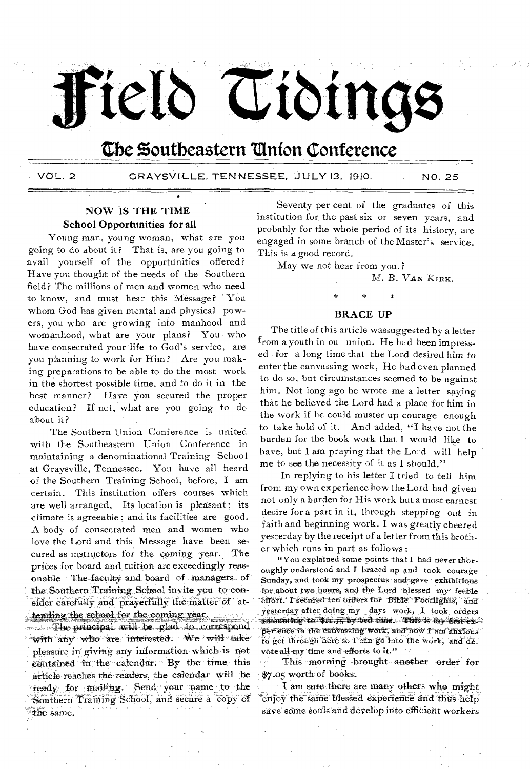# Field Tidings

## The Southeastern Union Conference

VOL. 2 GRAYSVILLE, TENNESSEE, JULY 13, 1910. NO. 25

### NOW IS THE TIME

#### School Opportunities for all

Young man, young woman, what are you going to do about it? That is, are you going to avail yourself of the opportunities offered? Have you thought of the needs of the Southern field? The millions of men and women who need to know, and must hear this Message? You whom God has given mental and physical powers, you who are growing into manhood and womanhood, what are your plans? You who have consecrated your life to God's service, are you planning to work for Him? Are you making preparations to be able to do the most work in the shortest possible time, and to do it in the best manner? Have you secured the proper education? If not, what are you going to do about it?

The Southern Union Conference is united with the Southeastern Union Conference in maintaining a denominational Training School at Graysville, Tennessee. You have all heard of the Southern Training School, before, I am certain. This institution offers courses which are well arranged. Its location is pleasant; its climate is agreeable; and its facilities are good. A body of consecrated men and women who love the Lord and this Message have been secured as instructors for the coming year. The prices for board and tuition are exceedingly reasonable The faculty and board of managers of the Southern Training School invite you to consider carefully and prayerfully the matter of attending the school for the coming year.

The principal will be glad to correspond with any who are interested. We will take pleasure in giving any information which is not contained in the calendar. By the time this article reaches the readers, the calendar will be ready for mailing. Send your name to the Southern Training School, and secure a copy of the same.

Seventy per cent of the graduates of this institution for the past six or seven years, and probably for the whole period of its history, are engaged in some branch of the Master's service. This is a good record.

May we not hear from you.?

M. B. VAN KIRK.

\* \* \*

### BRACE UP

The title of this article wassuggested by a letter from a youth in ou union. He had been impressed for a long time that the Lord desired him to enter the canvassing work, He had even planned to do so, but circumstances seemed to be against him. Not long ago he wrote me a letter saying that he believed the Lord had a place for him in the work if he could muster up courage enough to take hold of it. And added, "I have not the burden for the book work that I would like to have, but I am praying that the Lord will help me to see the necessity of it as I should."

In replying to his letter I tried to tell him from my own experience how the Lord had given not only a burden for His work but a most earnest desire for a part in it, through stepping out in faith and beginning work. I was greatly cheered yesterday by the receipt of a letter from this brother which runs in part as follows:

"You explained some points that I had never thoroughly understood and I braced up and took courage Sunday, and took my prospectus and gave exhibitions for about two hours, and the Lord blessed my feeble effort. I secured ten orders for Bible Footlights, and yesterday after doing my days work, I took orders amounting to $11.75 by bed time. This is my first experience in the canvassing work, and now I am anxious to get through here so I can go into the work, and devote all my time and efforts to it."

This morning brought another order for $7.05 worth of books.

I am sure there are many others who might enjoy the same blessed experience and thus help save some souls and develop into efficient workers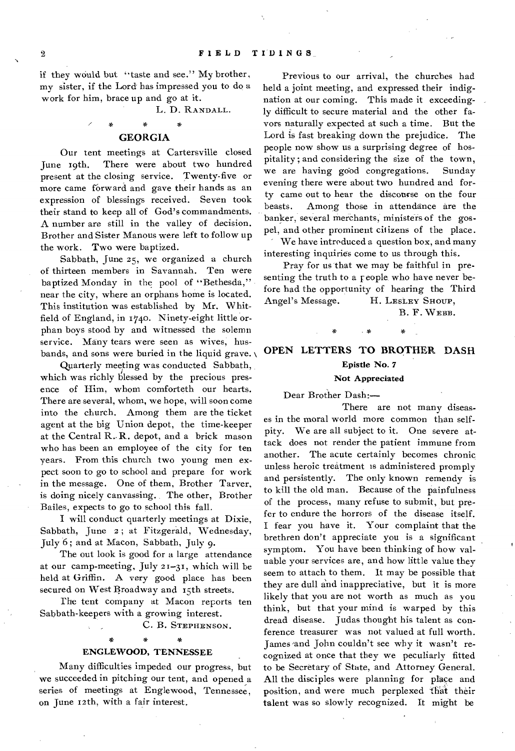if they would but "taste and see." My brother, my sister, if the Lord has impressed you to do a work for him, brace up and go at it.

L. D. RANDALL.

\* \* \*

## GEORGIA

Our tent meetings at Cartersville closed June 19th. There were about two hundred present at the closing service. Twenty-five or more came forward and gave their hands as an expression of blessings received. Seven took their stand to keep all of God's commandments. A number are still in the valley of decision. Brother and Sister Manous were left to follow up the work. Two were baptized.

Sabbath, June 25, we organized a church of thirteen members in Savannah. Ten were baptized Monday in the pool of "Bethesda," near the city, where an orphans home is located. This institution was established by Mr. Whitfield of England, in 1740. Ninety-eight little orphan boys stood by and witnessed the solemn service. Many tears were seen as wives, husbands, and sons were buried in the liquid grave.

Quarterly meeting was conducted Sabbath, which was richly blessed by the precious presence of Him, whom comforteth our hearts. There are several, whom, we hope, will soon come into the church. Among them are the ticket agent at the big Union depot, the time-keeper at the Central R. R. depot, and a brick mason who has been an employee of the city for ten years. From this church two young men expect soon to go to school and prepare for work in the message. One of them, Brother Tarver, is doing nicely canvassing. The other, Brother Bailes, expects to go to school this fall.

I will conduct quarterly meetings at Dixie, Sabbath, June 2; at Fitzgerald, Wednesday, July 6; and at Macon, Sabbath, July 9.

The out look is good for a large attendance at our camp-meeting, July 21–31, which will be held at Griffin. A very good place has been secured on West Broadway and 15th streets.

The tent company at Macon reports ten Sabbath-keepers with a growing interest.

C. B. STEPHENSON.

\* \* \*

## ENGLEWOOD, TENNESSEE

Many difficulties impeded our progress, but we succeeded in pitching our tent, and opened a series of meetings at Englewood, Tennessee, on June 12th, with a fair interest.

Previous to our arrival, the churches had held a joint meeting, and expressed their indignation at our coming. This made it exceedingly difficult to secure material and the other favors naturally expected at such a time. But the Lord is fast breaking down the prejudice. The people now show us a surprising degree of hospitality; and considering the size of the town, we are having good congregations. Sunday evening there were about two hundred and forty came out to hear the discourse on the four beasts. Among those in attendance are the banker, several merchants, ministers of the gospel, and other prominent citizens of the place.

We have introduced a question box, and many interesting inquiries come to us through this.

Pray for us that we may be faithful in presenting the truth to a people who have never before had the opportunity of hearing the Third Angel's Message.

H. LESLEY SHOUP,
B. F. WEBB.

\* \* \*

## OPEN LETTERS TO BROTHER DASH

### Epistle No. 7

### Not Appreciated

Dear Brother Dash:—

There are not many diseases in the moral world more common than self-pity. We are all subject to it. One severe attack does not render the patient immune from another. The acute certainly becomes chronic unless heroic treatment is administered promply and persistently. The only known remendy is to kill the old man. Because of the painfulness of the process, many refuse to submit, but prefer to endure the horrors of the disease itself. I fear you have it. Your complaint that the brethren don't appreciate you is a significant symptom. You have been thinking of how valuable your services are, and how little value they seem to attach to them. It may be possible that they are dull and inappreciative, but it is more likely that you are not worth as much as you think, but that your mind is warped by this dread disease. Judas thought his talent as conference treasurer was not valued at full worth. James and John couldn't see why it wasn't recognized at once that they we peculiarly fitted to be Secretary of State, and Attorney General. All the disciples were planning for place and position, and were much perplexed that their talent was so slowly recognized. It might be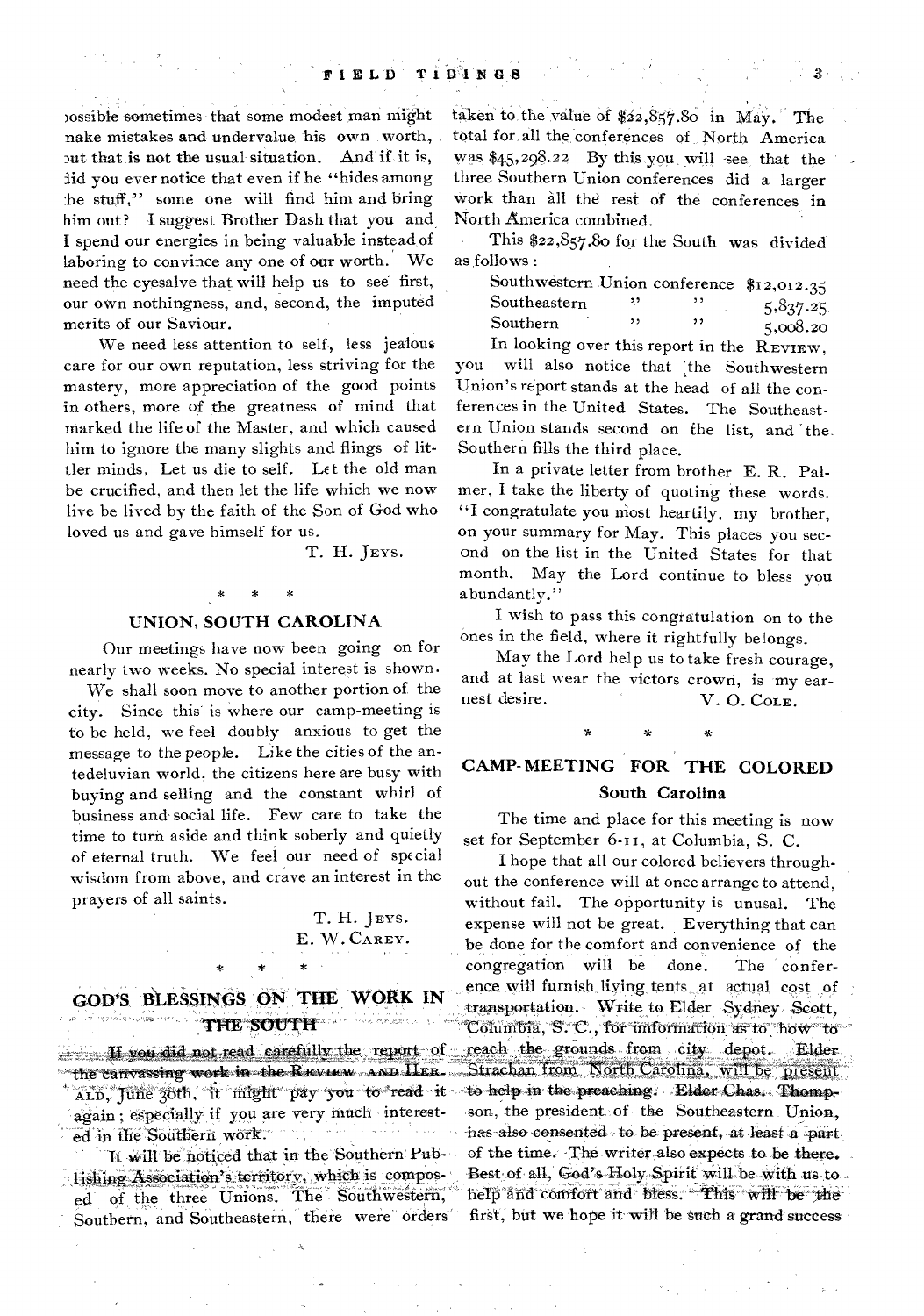possible sometimes that some modest man might make mistakes and undervalue his own worth, but that is not the usual situation. And if it is, did you ever notice that even if he "hides among the stuff," some one will find him and bring him out? I suggest Brother Dash that you and I spend our energies in being valuable instead of laboring to convince any one of our worth. We need the eyesalve that will help us to see first, our own nothingness, and, second, the imputed merits of our Saviour.

We need less attention to self, less jealous care for our own reputation, less striving for the mastery, more appreciation of the good points in others, more of the greatness of mind that marked the life of the Master, and which caused him to ignore the many slights and flings of littler minds. Let us die to self. Let the old man be crucified, and then let the life which we now live be lived by the faith of the Son of God who loved us and gave himself for us.

T. H. JEYS.

\* \* \*

## UNION, SOUTH CAROLINA

Our meetings have now been going on for nearly two weeks. No special interest is shown. We shall soon move to another portion of the city. Since this is where our camp-meeting is to be held, we feel doubly anxious to get the message to the people. Like the cities of the antedeluvian world, the citizens here are busy with buying and selling and the constant whirl of business and social life. Few care to take the time to turn aside and think soberly and quietly of eternal truth. We feel our need of special wisdom from above, and crave an interest in the prayers of all saints.

T. H. JEYS.
E. W. CAREY.

\* \* \*

## GOD'S BLESSINGS ON THE WORK IN THE SOUTH

If you did not read carefully the report of the canvassing work in the REVIEW AND HERALD, June 30th, it might pay you to read it again; especially if you are very much interested in the Southern work.

It will be noticed that in the Southern Publishing Association's territory, which is composed of the three Unions. The Southwestern, Southern, and Southeastern, there were orders taken to the value of $22,857.80 in May. The total for all the conferences of North America was $45,298.22 By this you will see that the three Southern Union conferences did a larger work than all the rest of the conferences in North America combined.

This $22,857.80 for the South was divided as follows:

| | |
|---|---|
| Southwestern Union conference | $12,012.35 |
| Southeastern " " | 5,837.25 |
| Southern " " | 5,008.20 |

In looking over this report in the REVIEW, you will also notice that the Southwestern Union's report stands at the head of all the conferences in the United States. The Southeastern Union stands second on the list, and the Southern fills the third place.

In a private letter from brother E. R. Palmer, I take the liberty of quoting these words. "I congratulate you most heartily, my brother, on your summary for May. This places you second on the list in the United States for that month. May the Lord continue to bless you abundantly."

I wish to pass this congratulation on to the ones in the field, where it rightfully belongs.

May the Lord help us to take fresh courage, and at last wear the victors crown, is my earnest desire.

V. O. COLE.

\* \* \*

## CAMP-MEETING FOR THE COLORED

### South Carolina

The time and place for this meeting is now set for September 6-11, at Columbia, S. C.

I hope that all our colored believers throughout the conference will at once arrange to attend, without fail. The opportunity is unusal. The expense will not be great. Everything that can be done for the comfort and convenience of the congregation will be done. The conference will furnish living tents at actual cost of transportation. Write to Elder Sydney Scott, Columbia, S. C., for information as to how to reach the grounds from city depot. Elder Strachan from North Carolina, will be present to help in the preaching. Elder Chas. Thompson, the president of the Southeastern Union, has also consented to be present, at least a part of the time. The writer also expects to be there. Best of all, God's Holy Spirit will be with us to help and comfort and bless. This will be the first, but we hope it will be such a grand success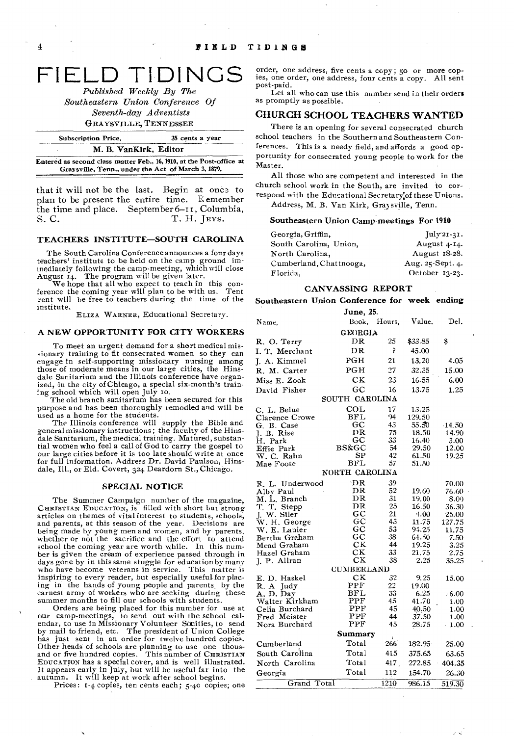# FIELD TIDINGS

*Published Weekly By The Southeastern Union Conference Of Seventh-day Adventists*

GRAYSVILLE, TENNESSEE

Subscription Price, 35 cents a year

**M. B. VanKirk, Editor**

Entered as second class matter Feb., 16, 1910, at the Post-office at Graysville, Tenn., under the Act of March 3, 1879.

that it will not be the last. Begin at once to plan to be present the entire time. Remember the time and place. September 6–11, Columbia, S. C.

T. H. JEYS.

### TEACHERS INSTITUTE—SOUTH CAROLINA

The South Carolina Conference announces a four days teachers' institute to be held on the camp ground immediately following the camp-meeting, which will close August 14. The program will be given later.

We hope that all who expect to teach in this conference the coming year will plan to be with us. Tent rent will be free to teachers during the time of the institute.

ELIZA WARNER, Educational Secretary.

### A NEW OPPORTUNITY FOR CITY WORKERS

To meet an urgent demand for a short medical missionary training to fit consecrated women so they can engage in self-supporting missionary nursing among those of moderate means in our large cities, the Hinsdale Sanitarium and the Illinois conference have organized, in the city of Chicago, a special six-month's training school which will open July 10.

The old branch sanitarium has been secured for this purpose and has been thoroughly remodled and will be used as a home for the students.

The Illinois conference will supply the Bible and general missionary instructions; the faculty of the Hinsdale Sanitarium, the medical training. Matured, substantial women who feel a call of God to carry the gospel to our large cities before it is too late should write at once for full information. Address Dr. David Paulson, Hinsdale, Ill., or Eld. Covert, 324 Deardorn St., Chicago.

### SPECIAL NOTICE

The Summer Campaign number of the magazine, CHRISTIAN EDUCATION, is filled with short but strong articles on themes of vital interest to students, schools, and parents, at this season of the year. Decisions are being made by young men and women, and by parents, whether or not the sacrifice and the effort to attend school the coming year are worth while. In this number is given the cream of experience passed through in days gone by in this same stuggle for education by many who have become veterans in service. This matter is inspiring to every reader, but especially useful for placing in the hands of young people and parents by the earnest army of workers who are seeking during these summer months to fill our schools with students.

Orders are being placed for this number for use at our camp-meetings, to send out with the school calendar, to use in Missionary Volunteer Socities, to send by mail to friend, etc. The president of Union College has just sent in an order for twelve hundred copies. Other heads of schools are planning to use one thousand or five hundred copies. This number of CHRISTIAN EDUCATION has a special cover, and is well illustrated. It appears early in July, but will be useful far into the autumn. It will keep at work after school begins.

Prices: 1-4 copies, ten cents each; 5-40 copies; one order, one address, five cents a copy; 50 or more copies, one order, one address, four cents a copy. All sent post-paid.

Let all who can use this number send in their orders as promptly as possible.

## CHURCH SCHOOL TEACHERS WANTED

There is an opening for several consecrated church school teachers in the Southern and Southeastern Conferences. This is a needy field, and affords a good opportunity for consecrated young people to work for the Master.

All those who are competent and interested in the church school work in the South, are invited to correspond with the Educational Secretary of these Unions.

Address, M. B. Van Kirk, Graysville, Tenn.

#### Southeastern Union Camp-meetings For 1910

| | |
|---|---|
| Georgia, Griffin, | July 21-31. |
| South Carolina, Union, | August 4-14. |
| North Carolina, | August 18-28. |
| Cumberland, Chattnooga, | Aug. 25-Sept. 4. |
| Florida, | October 13-23. |

### CANVASSING REPORT

**Southeastern Union Conference for week ending June, 25.**

| Name, | Book, | Hours, | Value, | Del. |
|---|---|---|---|---|
| | GEORGIA | | | |
| R. O. Terry | DR | 25 | $33.85 | $ |
| I. T. Merchant | DR | ? | 45.00 | |
| J. A. Kimmel | PGH | 21 | 13.20 | 4.05 |
| R. M. Carter | PGH | 27 | 32.35 | 15.00 |
| Miss E. Zook | CK | 23 | 16.55 | 6.00 |
| David Fisher | GC | 16 | 13.75 | 1.25 |
| | SOUTH CAROLINA | | | |
| C. L. Belue | COL | 17 | 13.25 | |
| Clarence Crowe | BFL | 94 | 129.50 | |
| G. B. Case | GC | 43 | 55.50 | 14.50 |
| J. B. Rise | DR | 75 | 18.50 | 14.90 |
| H. Park | GC | 33 | 16.40 | 3.00 |
| Effie Park | BS&GC | 54 | 29.50 | 12.00 |
| W. C. Rahn | SP | 42 | 61.50 | 19.25 |
| Mae Foote | BFL | 57 | 51.50 | |
| | NORTH CAROLINA | | | |
| R. L. Underwood | DR | 39 | | 70.00 |
| Alby Paul | DR | 52 | 19.60 | 76.60 |
| M. L. Branch | DR | 31 | 19.00 | 8.00 |
| T. T. Stepp | DR | 25 | 16.50 | 36.30 |
| J. W. Siler | GC | 21 | 4.00 | 25.00 |
| W. H. George | GC | 43 | 11.75 | 127.75 |
| W. E. Lanier | GC | 53 | 94.25 | 11.75 |
| Bertha Graham | GC | 38 | 64.50 | 7.50 |
| Mead Graham | CK | 44 | 19.25 | 3.25 |
| Hazel Graham | CK | 33 | 21.75 | 2.75 |
| J. P. Allran | CK | 38 | 2.25 | 35.25 |
| | CUMBERLAND | | | |
| E. D. Haskel | CK | 32 | 9.25 | 15.00 |
| R. A. Judy | PPF | 22 | 19.00 | |
| A. D. Day | BFL | 33 | 6.25 | 6.00 |
| Walter Kirkham | PPF | 45 | 41.70 | 1.00 |
| Celia Burchard | PPF | 45 | 40.50 | 1.00 |
| Fred Meister | PPF | 44 | 37.50 | 1.00 |
| Nora Burchard | PPF | 45 | 28.75 | 1.00 |
| | Summary | | | |
| Cumberland | Total | 266 | 182.95 | 25.00 |
| South Carolina | Total | 415 | 375.65 | 63.65 |
| North Carolina | Total | 417 | 272.85 | 404.35 |
| Georgia | Total | 112 | 154.70 | 26.30 |
| Grand Total | | 1210 | 986.15 | 519.30 |